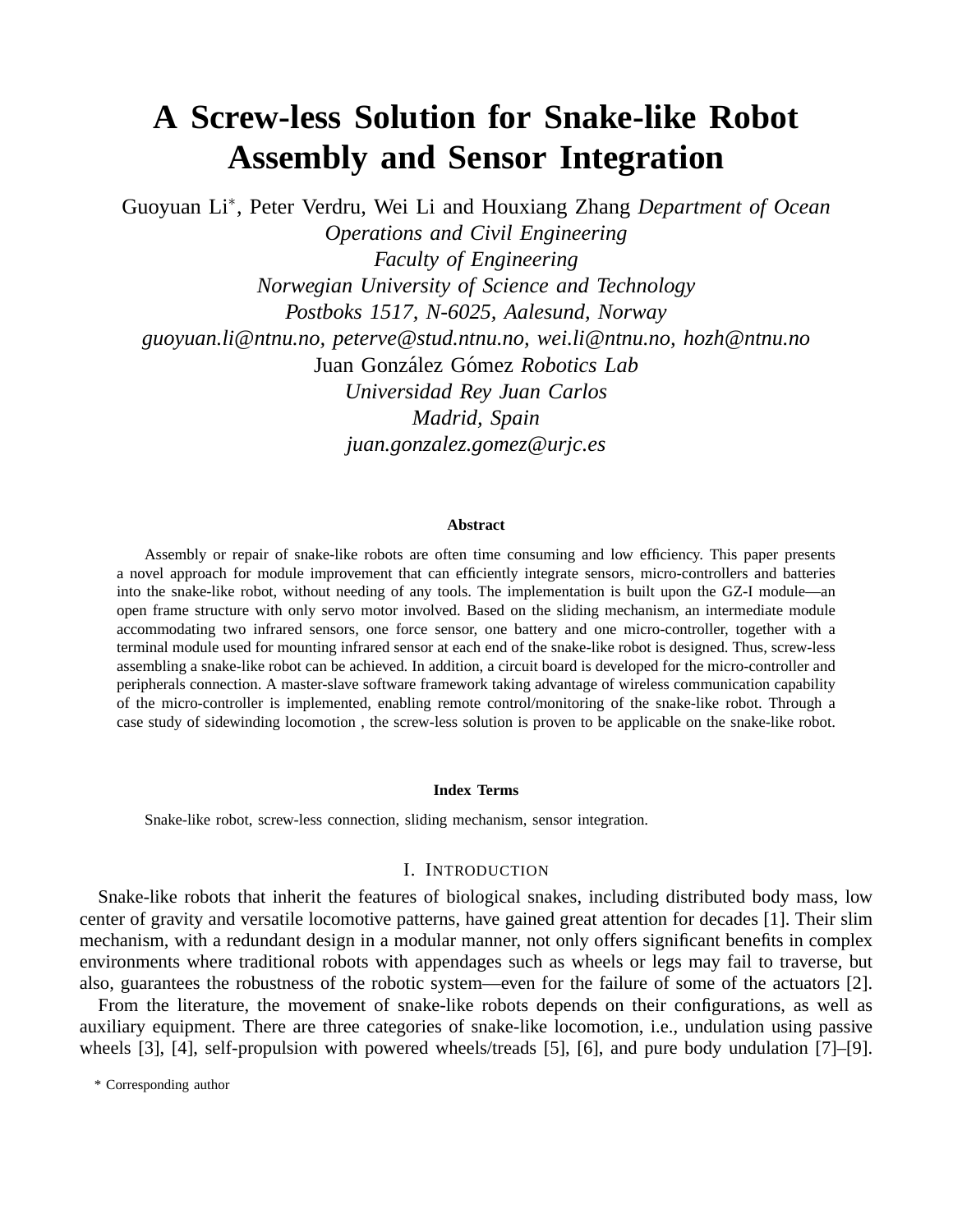# A Screw-less Solution for Snake-like Robot Assembly and Sensor Integration

Guoyuan Li*, Peter Verdru, Wei Li and Houxiang Zhang *Department of Ocean Operations and Civil Engineering*
*Faculty of Engineering*
*Norwegian University of Science and Technology*
*Postboks 1517, N-6025, Aalesund, Norway*
*guoyuan.li@ntnu.no, peterve@stud.ntnu.no, wei.li@ntnu.no, hozh@ntnu.no*
Juan González Gómez *Robotics Lab*
*Universidad Rey Juan Carlos*
*Madrid, Spain*
*juan.gonzalez.gomez@urjc.es*

### Abstract

Assembly or repair of snake-like robots are often time consuming and low efficiency. This paper presents a novel approach for module improvement that can efficiently integrate sensors, micro-controllers and batteries into the snake-like robot, without needing of any tools. The implementation is built upon the GZ-I module—an open frame structure with only servo motor involved. Based on the sliding mechanism, an intermediate module accommodating two infrared sensors, one force sensor, one battery and one micro-controller, together with a terminal module used for mounting infrared sensor at each end of the snake-like robot is designed. Thus, screw-less assembling a snake-like robot can be achieved. In addition, a circuit board is developed for the micro-controller and peripherals connection. A master-slave software framework taking advantage of wireless communication capability of the micro-controller is implemented, enabling remote control/monitoring of the snake-like robot. Through a case study of sidewinding locomotion , the screw-less solution is proven to be applicable on the snake-like robot.

### Index Terms

Snake-like robot, screw-less connection, sliding mechanism, sensor integration.

## I. Introduction

Snake-like robots that inherit the features of biological snakes, including distributed body mass, low center of gravity and versatile locomotive patterns, have gained great attention for decades [1]. Their slim mechanism, with a redundant design in a modular manner, not only offers significant benefits in complex environments where traditional robots with appendages such as wheels or legs may fail to traverse, but also, guarantees the robustness of the robotic system—even for the failure of some of the actuators [2].

From the literature, the movement of snake-like robots depends on their configurations, as well as auxiliary equipment. There are three categories of snake-like locomotion, i.e., undulation using passive wheels [3], [4], self-propulsion with powered wheels/treads [5], [6], and pure body undulation [7]–[9].

* Corresponding author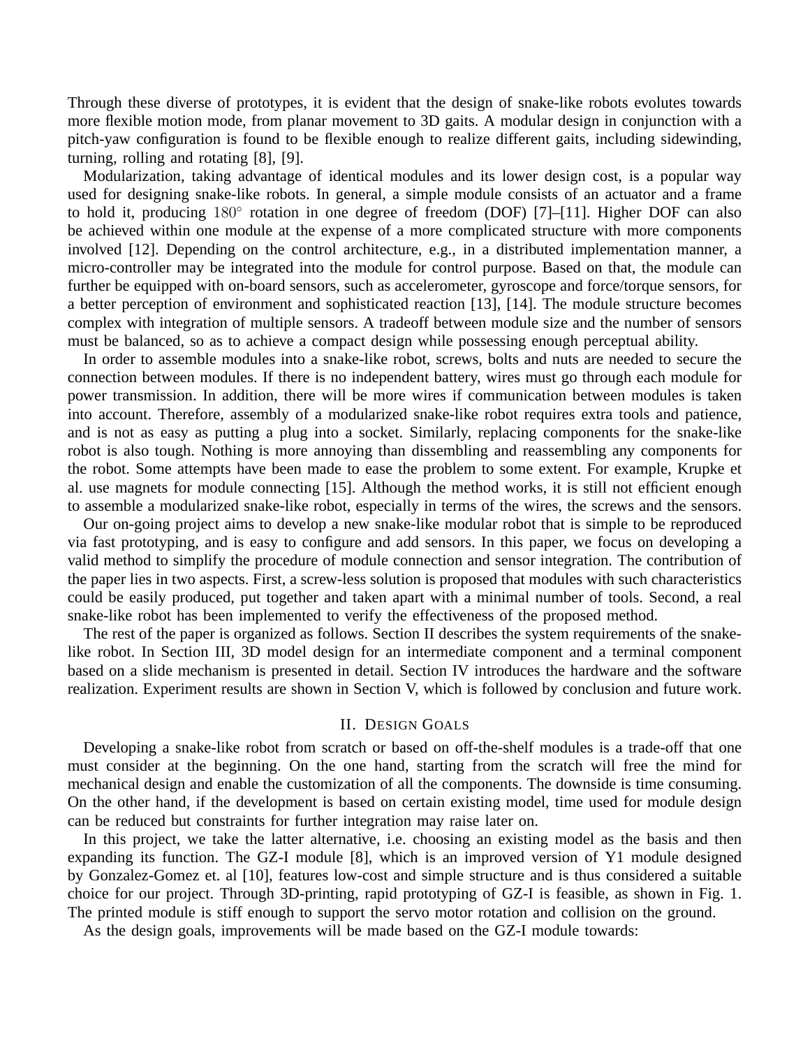Through these diverse of prototypes, it is evident that the design of snake-like robots evolutes towards more flexible motion mode, from planar movement to 3D gaits. A modular design in conjunction with a pitch-yaw configuration is found to be flexible enough to realize different gaits, including sidewinding, turning, rolling and rotating [8], [9].

Modularization, taking advantage of identical modules and its lower design cost, is a popular way used for designing snake-like robots. In general, a simple module consists of an actuator and a frame to hold it, producing $180^\circ$ rotation in one degree of freedom (DOF) [7]–[11]. Higher DOF can also be achieved within one module at the expense of a more complicated structure with more components involved [12]. Depending on the control architecture, e.g., in a distributed implementation manner, a micro-controller may be integrated into the module for control purpose. Based on that, the module can further be equipped with on-board sensors, such as accelerometer, gyroscope and force/torque sensors, for a better perception of environment and sophisticated reaction [13], [14]. The module structure becomes complex with integration of multiple sensors. A tradeoff between module size and the number of sensors must be balanced, so as to achieve a compact design while possessing enough perceptual ability.

In order to assemble modules into a snake-like robot, screws, bolts and nuts are needed to secure the connection between modules. If there is no independent battery, wires must go through each module for power transmission. In addition, there will be more wires if communication between modules is taken into account. Therefore, assembly of a modularized snake-like robot requires extra tools and patience, and is not as easy as putting a plug into a socket. Similarly, replacing components for the snake-like robot is also tough. Nothing is more annoying than dissembling and reassembling any components for the robot. Some attempts have been made to ease the problem to some extent. For example, Krupke et al. use magnets for module connecting [15]. Although the method works, it is still not efficient enough to assemble a modularized snake-like robot, especially in terms of the wires, the screws and the sensors.

Our on-going project aims to develop a new snake-like modular robot that is simple to be reproduced via fast prototyping, and is easy to configure and add sensors. In this paper, we focus on developing a valid method to simplify the procedure of module connection and sensor integration. The contribution of the paper lies in two aspects. First, a screw-less solution is proposed that modules with such characteristics could be easily produced, put together and taken apart with a minimal number of tools. Second, a real snake-like robot has been implemented to verify the effectiveness of the proposed method.

The rest of the paper is organized as follows. Section II describes the system requirements of the snake-like robot. In Section III, 3D model design for an intermediate component and a terminal component based on a slide mechanism is presented in detail. Section IV introduces the hardware and the software realization. Experiment results are shown in Section V, which is followed by conclusion and future work.

## II. Design Goals

Developing a snake-like robot from scratch or based on off-the-shelf modules is a trade-off that one must consider at the beginning. On the one hand, starting from the scratch will free the mind for mechanical design and enable the customization of all the components. The downside is time consuming. On the other hand, if the development is based on certain existing model, time used for module design can be reduced but constraints for further integration may raise later on.

In this project, we take the latter alternative, i.e. choosing an existing model as the basis and then expanding its function. The GZ-I module [8], which is an improved version of Y1 module designed by Gonzalez-Gomez et. al [10], features low-cost and simple structure and is thus considered a suitable choice for our project. Through 3D-printing, rapid prototyping of GZ-I is feasible, as shown in Fig. 1. The printed module is stiff enough to support the servo motor rotation and collision on the ground.

As the design goals, improvements will be made based on the GZ-I module towards: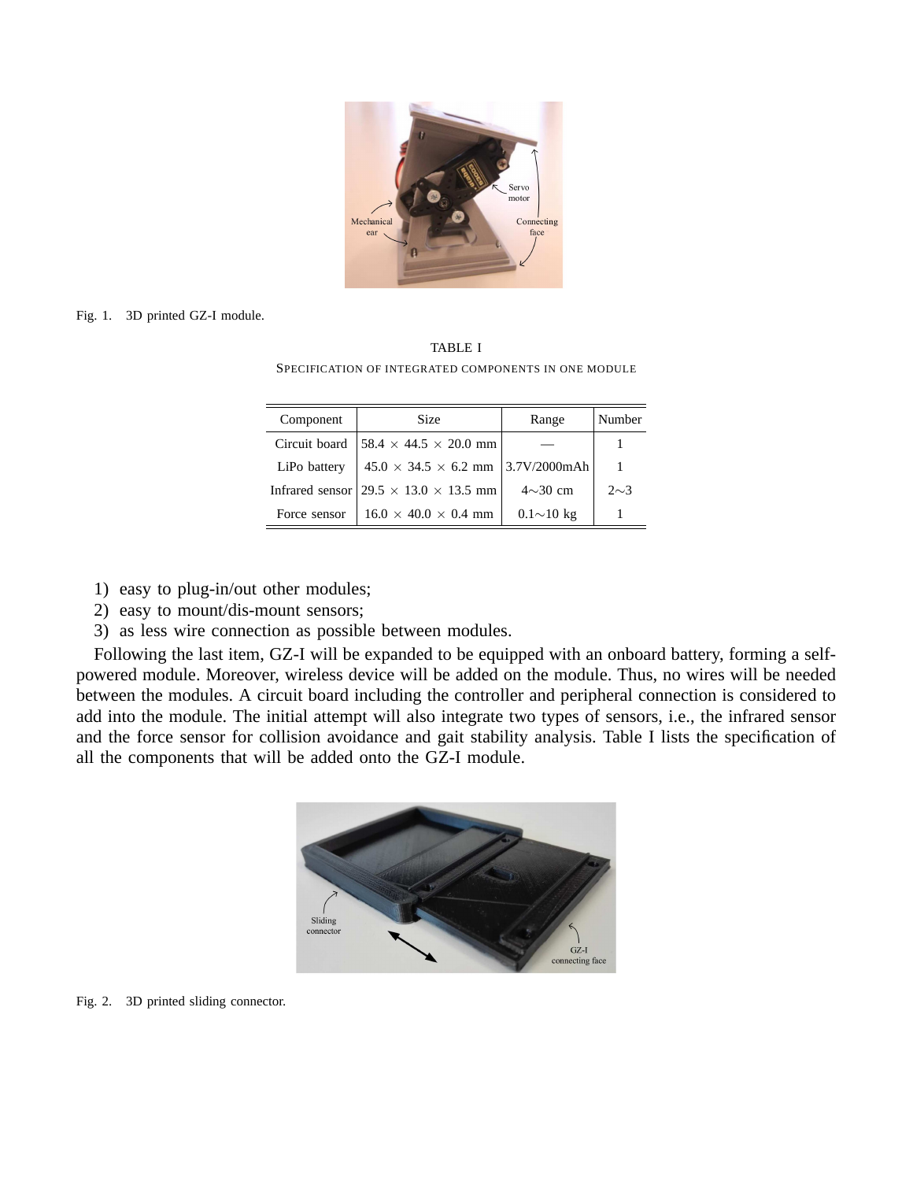Fig. 1. 3D printed GZ-I module.

TABLE I

SPECIFICATION OF INTEGRATED COMPONENTS IN ONE MODULE

| Component | Size | Range | Number |
|---|---|---|---|
| Circuit board | 58.4 × 44.5 × 20.0 mm | — | 1 |
| LiPo battery | 45.0 × 34.5 × 6.2 mm | 3.7V/2000mAh | 1 |
| Infrared sensor | 29.5 × 13.0 × 13.5 mm | 4∼30 cm | 2∼3 |
| Force sensor | 16.0 × 40.0 × 0.4 mm | 0.1∼10 kg | 1 |

1) easy to plug-in/out other modules;
2) easy to mount/dis-mount sensors;
3) as less wire connection as possible between modules.

Following the last item, GZ-I will be expanded to be equipped with an onboard battery, forming a self-powered module. Moreover, wireless device will be added on the module. Thus, no wires will be needed between the modules. A circuit board including the controller and peripheral connection is considered to add into the module. The initial attempt will also integrate two types of sensors, i.e., the infrared sensor and the force sensor for collision avoidance and gait stability analysis. Table I lists the specification of all the components that will be added onto the GZ-I module.

Fig. 2. 3D printed sliding connector.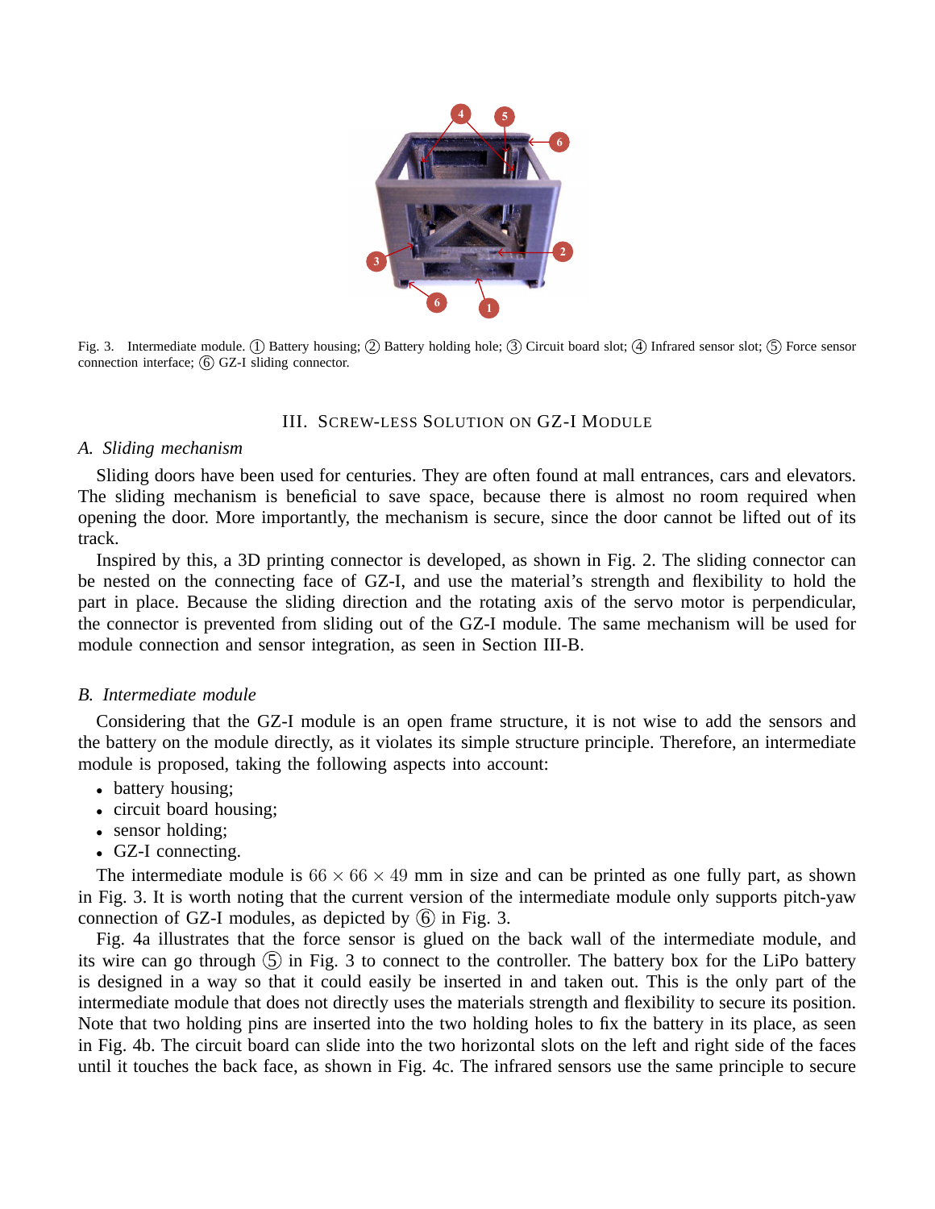Fig. 3. Intermediate module. ① Battery housing; ② Battery holding hole; ③ Circuit board slot; ④ Infrared sensor slot; ⑤ Force sensor connection interface; ⑥ GZ-I sliding connector.

## III. Screw-less Solution on GZ-I Module

### *A. Sliding mechanism*

Sliding doors have been used for centuries. They are often found at mall entrances, cars and elevators. The sliding mechanism is beneficial to save space, because there is almost no room required when opening the door. More importantly, the mechanism is secure, since the door cannot be lifted out of its track.

Inspired by this, a 3D printing connector is developed, as shown in Fig. 2. The sliding connector can be nested on the connecting face of GZ-I, and use the material's strength and flexibility to hold the part in place. Because the sliding direction and the rotating axis of the servo motor is perpendicular, the connector is prevented from sliding out of the GZ-I module. The same mechanism will be used for module connection and sensor integration, as seen in Section III-B.

### *B. Intermediate module*

Considering that the GZ-I module is an open frame structure, it is not wise to add the sensors and the battery on the module directly, as it violates its simple structure principle. Therefore, an intermediate module is proposed, taking the following aspects into account:

- battery housing;
- circuit board housing;
- sensor holding;
- GZ-I connecting.

The intermediate module is $66 \times 66 \times 49$ mm in size and can be printed as one fully part, as shown in Fig. 3. It is worth noting that the current version of the intermediate module only supports pitch-yaw connection of GZ-I modules, as depicted by ⑥ in Fig. 3.

Fig. 4a illustrates that the force sensor is glued on the back wall of the intermediate module, and its wire can go through ⑤ in Fig. 3 to connect to the controller. The battery box for the LiPo battery is designed in a way so that it could easily be inserted in and taken out. This is the only part of the intermediate module that does not directly uses the materials strength and flexibility to secure its position. Note that two holding pins are inserted into the two holding holes to fix the battery in its place, as seen in Fig. 4b. The circuit board can slide into the two horizontal slots on the left and right side of the faces until it touches the back face, as shown in Fig. 4c. The infrared sensors use the same principle to secure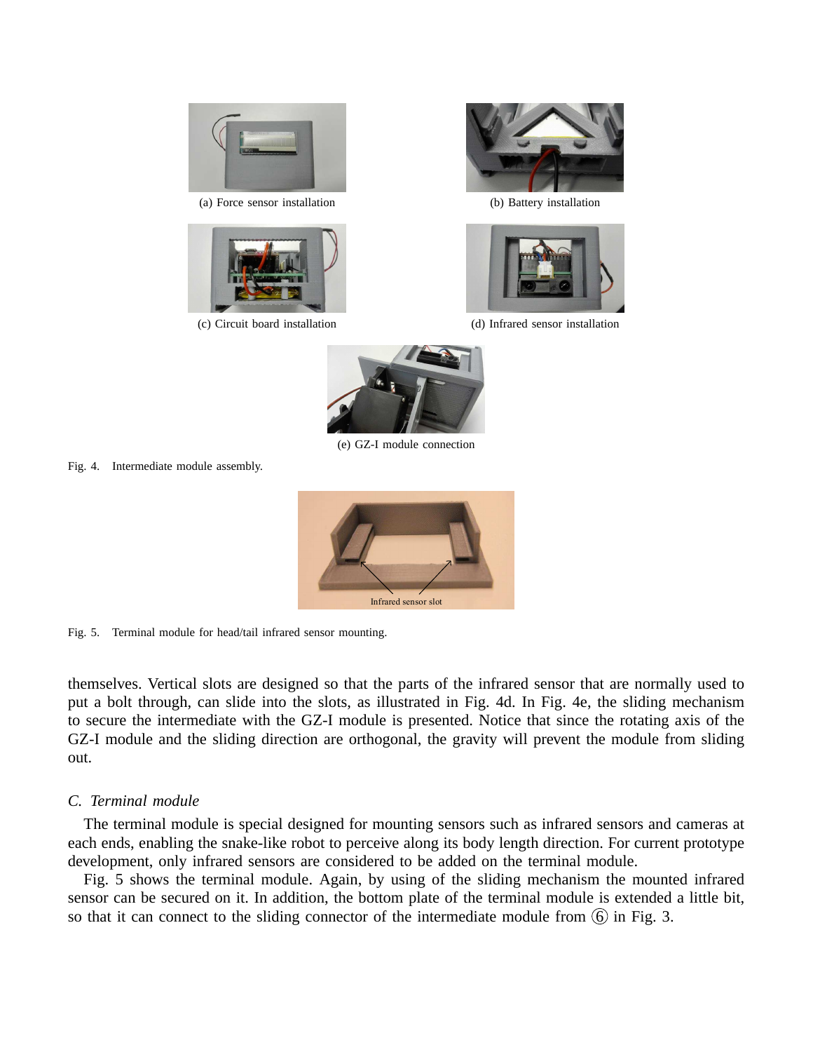(a) Force sensor installation

(b) Battery installation

(c) Circuit board installation

(d) Infrared sensor installation

(e) GZ-I module connection

Fig. 4. Intermediate module assembly.

Infrared sensor slot

Fig. 5. Terminal module for head/tail infrared sensor mounting.

themselves. Vertical slots are designed so that the parts of the infrared sensor that are normally used to put a bolt through, can slide into the slots, as illustrated in Fig. 4d. In Fig. 4e, the sliding mechanism to secure the intermediate with the GZ-I module is presented. Notice that since the rotating axis of the GZ-I module and the sliding direction are orthogonal, the gravity will prevent the module from sliding out.

### C. Terminal module

The terminal module is special designed for mounting sensors such as infrared sensors and cameras at each ends, enabling the snake-like robot to perceive along its body length direction. For current prototype development, only infrared sensors are considered to be added on the terminal module.

Fig. 5 shows the terminal module. Again, by using of the sliding mechanism the mounted infrared sensor can be secured on it. In addition, the bottom plate of the terminal module is extended a little bit, so that it can connect to the sliding connector of the intermediate module from ⑥ in Fig. 3.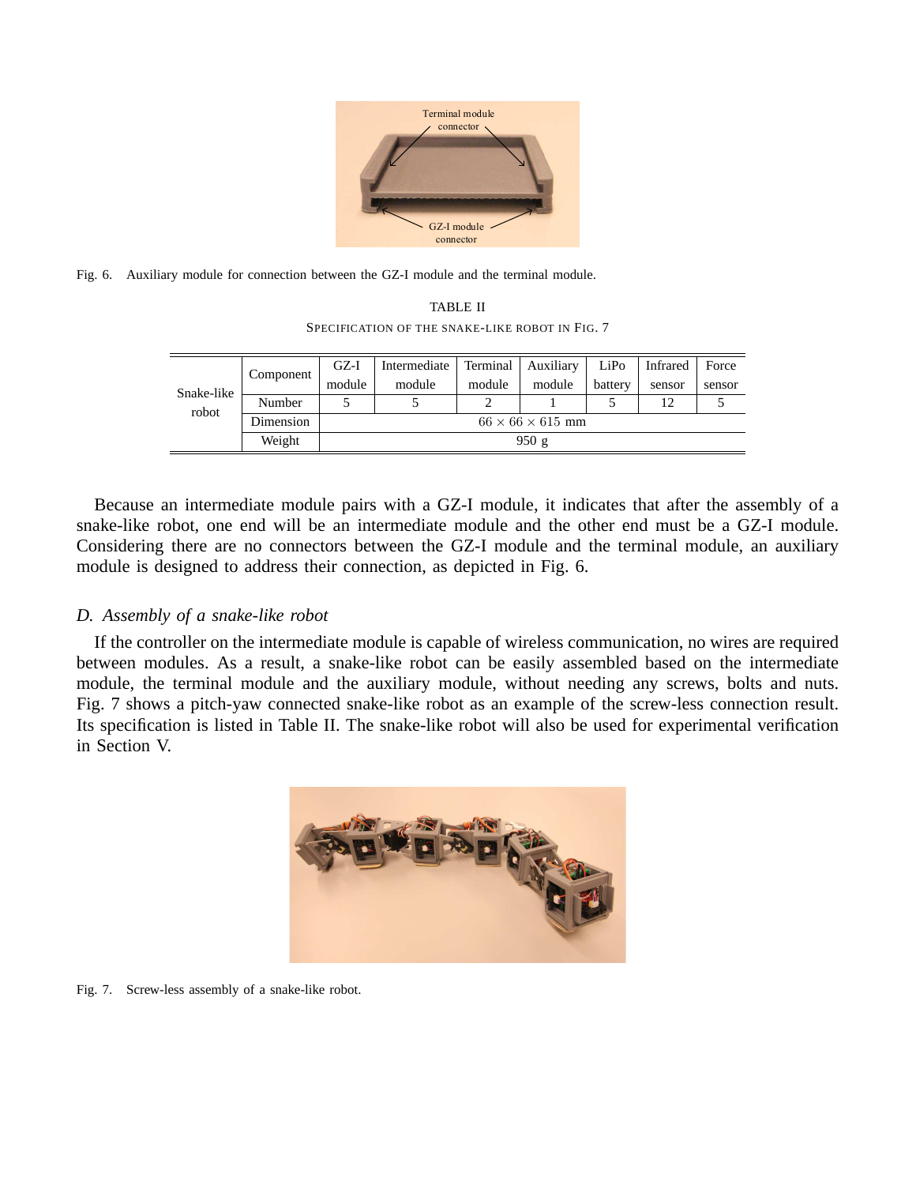Fig. 6. Auxiliary module for connection between the GZ-I module and the terminal module.

TABLE II
SPECIFICATION OF THE SNAKE-LIKE ROBOT IN FIG. 7

| | Component | GZ-I module | Intermediate module | Terminal module | Auxiliary module | LiPo battery | Infrared sensor | Force sensor |
|---|---|---|---|---|---|---|---|---|
| Snake-like robot | Number | 5 | 5 | 2 | 1 | 5 | 12 | 5 |
| | Dimension | $66 \times 66 \times 615$ mm | | | | | | |
| | Weight | 950 g | | | | | | |

Because an intermediate module pairs with a GZ-I module, it indicates that after the assembly of a snake-like robot, one end will be an intermediate module and the other end must be a GZ-I module. Considering there are no connectors between the GZ-I module and the terminal module, an auxiliary module is designed to address their connection, as depicted in Fig. 6.

### *D. Assembly of a snake-like robot*

If the controller on the intermediate module is capable of wireless communication, no wires are required between modules. As a result, a snake-like robot can be easily assembled based on the intermediate module, the terminal module and the auxiliary module, without needing any screws, bolts and nuts. Fig. 7 shows a pitch-yaw connected snake-like robot as an example of the screw-less connection result. Its specification is listed in Table II. The snake-like robot will also be used for experimental verification in Section V.

Fig. 7. Screw-less assembly of a snake-like robot.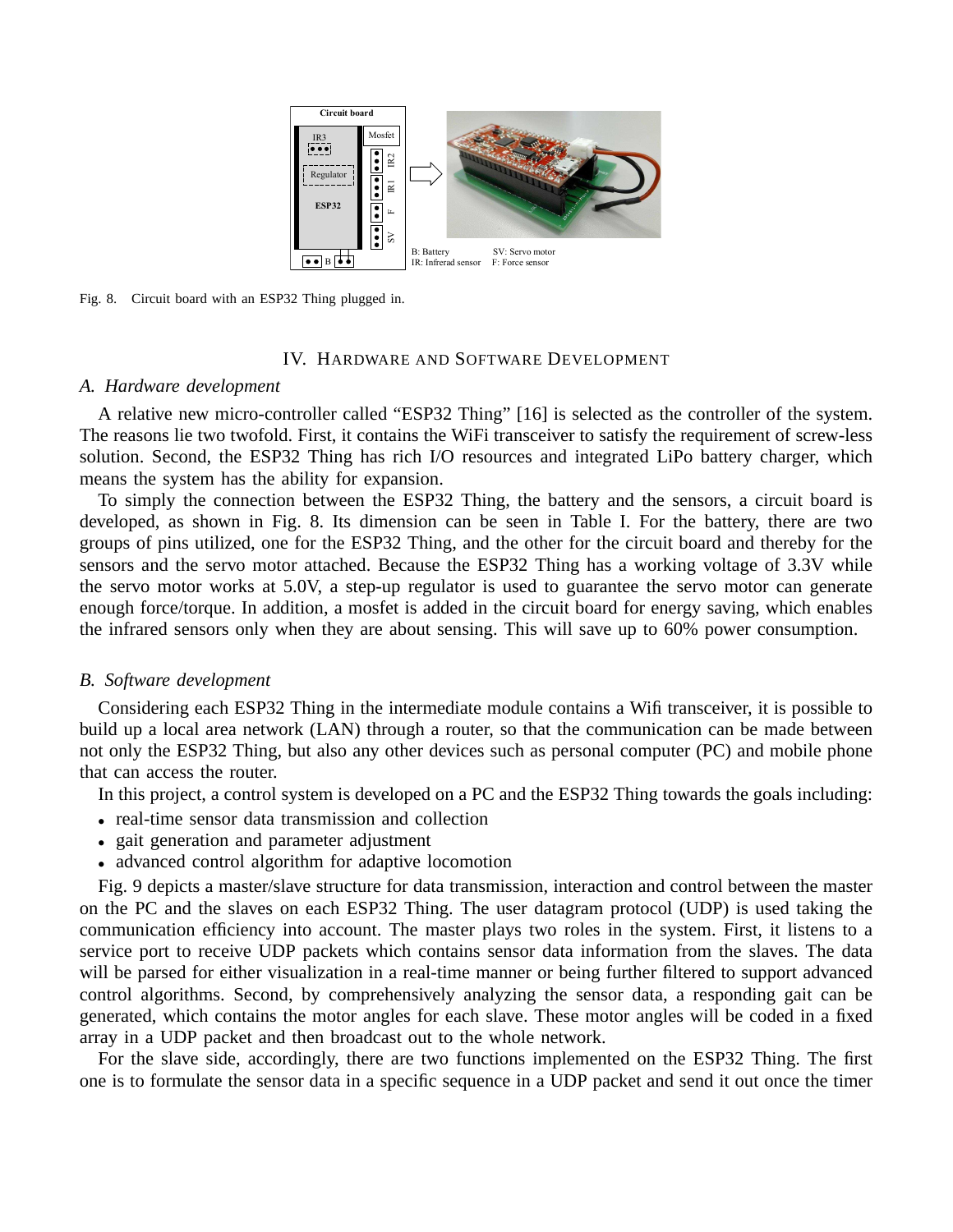Fig. 8. Circuit board with an ESP32 Thing plugged in.

## IV. Hardware and Software Development

### A. Hardware development

A relative new micro-controller called "ESP32 Thing" [16] is selected as the controller of the system. The reasons lie two twofold. First, it contains the WiFi transceiver to satisfy the requirement of screw-less solution. Second, the ESP32 Thing has rich I/O resources and integrated LiPo battery charger, which means the system has the ability for expansion.

To simply the connection between the ESP32 Thing, the battery and the sensors, a circuit board is developed, as shown in Fig. 8. Its dimension can be seen in Table I. For the battery, there are two groups of pins utilized, one for the ESP32 Thing, and the other for the circuit board and thereby for the sensors and the servo motor attached. Because the ESP32 Thing has a working voltage of 3.3V while the servo motor works at 5.0V, a step-up regulator is used to guarantee the servo motor can generate enough force/torque. In addition, a mosfet is added in the circuit board for energy saving, which enables the infrared sensors only when they are about sensing. This will save up to 60% power consumption.

### B. Software development

Considering each ESP32 Thing in the intermediate module contains a Wifi transceiver, it is possible to build up a local area network (LAN) through a router, so that the communication can be made between not only the ESP32 Thing, but also any other devices such as personal computer (PC) and mobile phone that can access the router.

In this project, a control system is developed on a PC and the ESP32 Thing towards the goals including:

- real-time sensor data transmission and collection
- gait generation and parameter adjustment
- advanced control algorithm for adaptive locomotion

Fig. 9 depicts a master/slave structure for data transmission, interaction and control between the master on the PC and the slaves on each ESP32 Thing. The user datagram protocol (UDP) is used taking the communication efficiency into account. The master plays two roles in the system. First, it listens to a service port to receive UDP packets which contains sensor data information from the slaves. The data will be parsed for either visualization in a real-time manner or being further filtered to support advanced control algorithms. Second, by comprehensively analyzing the sensor data, a responding gait can be generated, which contains the motor angles for each slave. These motor angles will be coded in a fixed array in a UDP packet and then broadcast out to the whole network.

For the slave side, accordingly, there are two functions implemented on the ESP32 Thing. The first one is to formulate the sensor data in a specific sequence in a UDP packet and send it out once the timer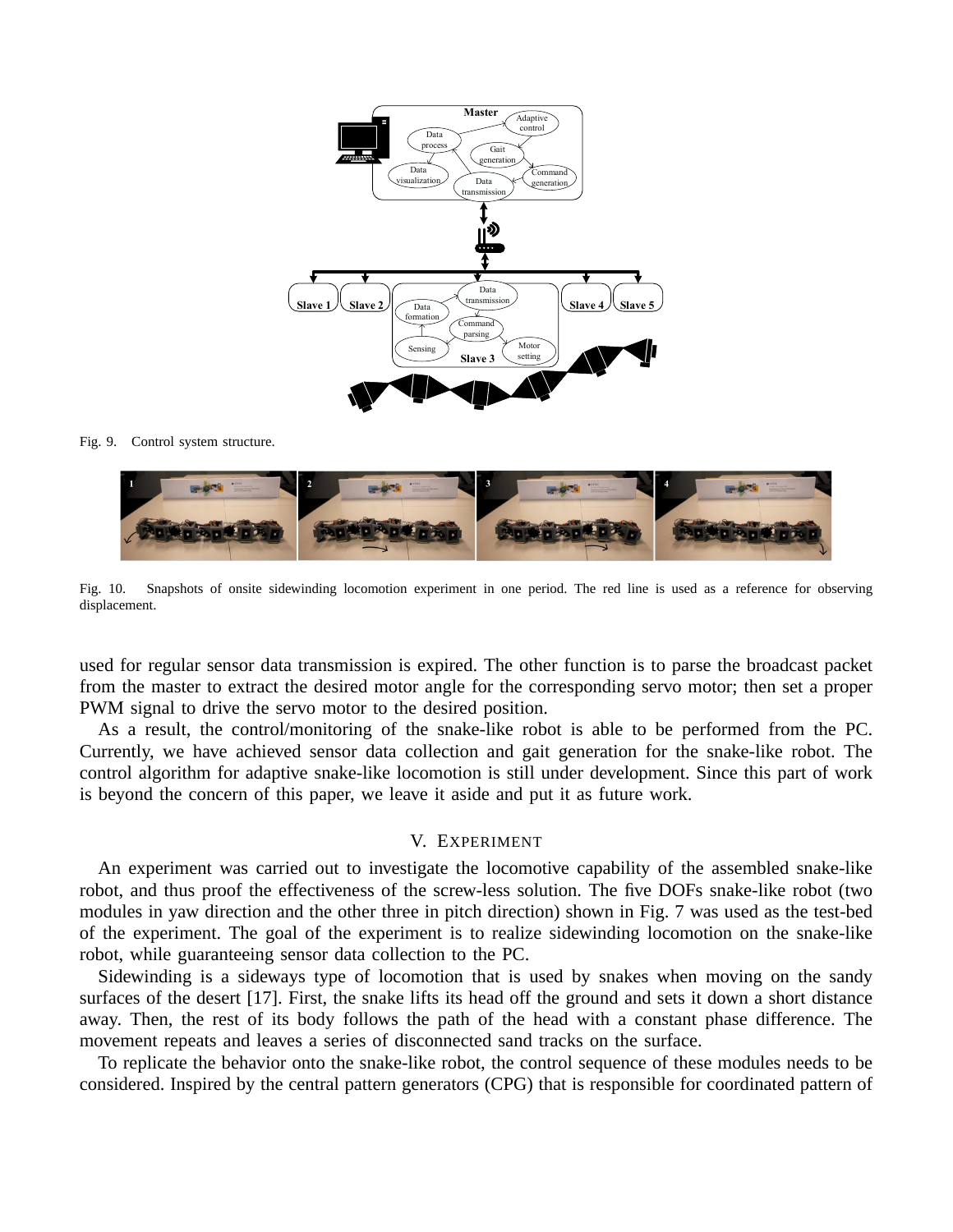Fig. 9. Control system structure.

Fig. 10. Snapshots of onsite sidewinding locomotion experiment in one period. The red line is used as a reference for observing displacement.

used for regular sensor data transmission is expired. The other function is to parse the broadcast packet from the master to extract the desired motor angle for the corresponding servo motor; then set a proper PWM signal to drive the servo motor to the desired position.

As a result, the control/monitoring of the snake-like robot is able to be performed from the PC. Currently, we have achieved sensor data collection and gait generation for the snake-like robot. The control algorithm for adaptive snake-like locomotion is still under development. Since this part of work is beyond the concern of this paper, we leave it aside and put it as future work.

## V. Experiment

An experiment was carried out to investigate the locomotive capability of the assembled snake-like robot, and thus proof the effectiveness of the screw-less solution. The five DOFs snake-like robot (two modules in yaw direction and the other three in pitch direction) shown in Fig. 7 was used as the test-bed of the experiment. The goal of the experiment is to realize sidewinding locomotion on the snake-like robot, while guaranteeing sensor data collection to the PC.

Sidewinding is a sideways type of locomotion that is used by snakes when moving on the sandy surfaces of the desert [17]. First, the snake lifts its head off the ground and sets it down a short distance away. Then, the rest of its body follows the path of the head with a constant phase difference. The movement repeats and leaves a series of disconnected sand tracks on the surface.

To replicate the behavior onto the snake-like robot, the control sequence of these modules needs to be considered. Inspired by the central pattern generators (CPG) that is responsible for coordinated pattern of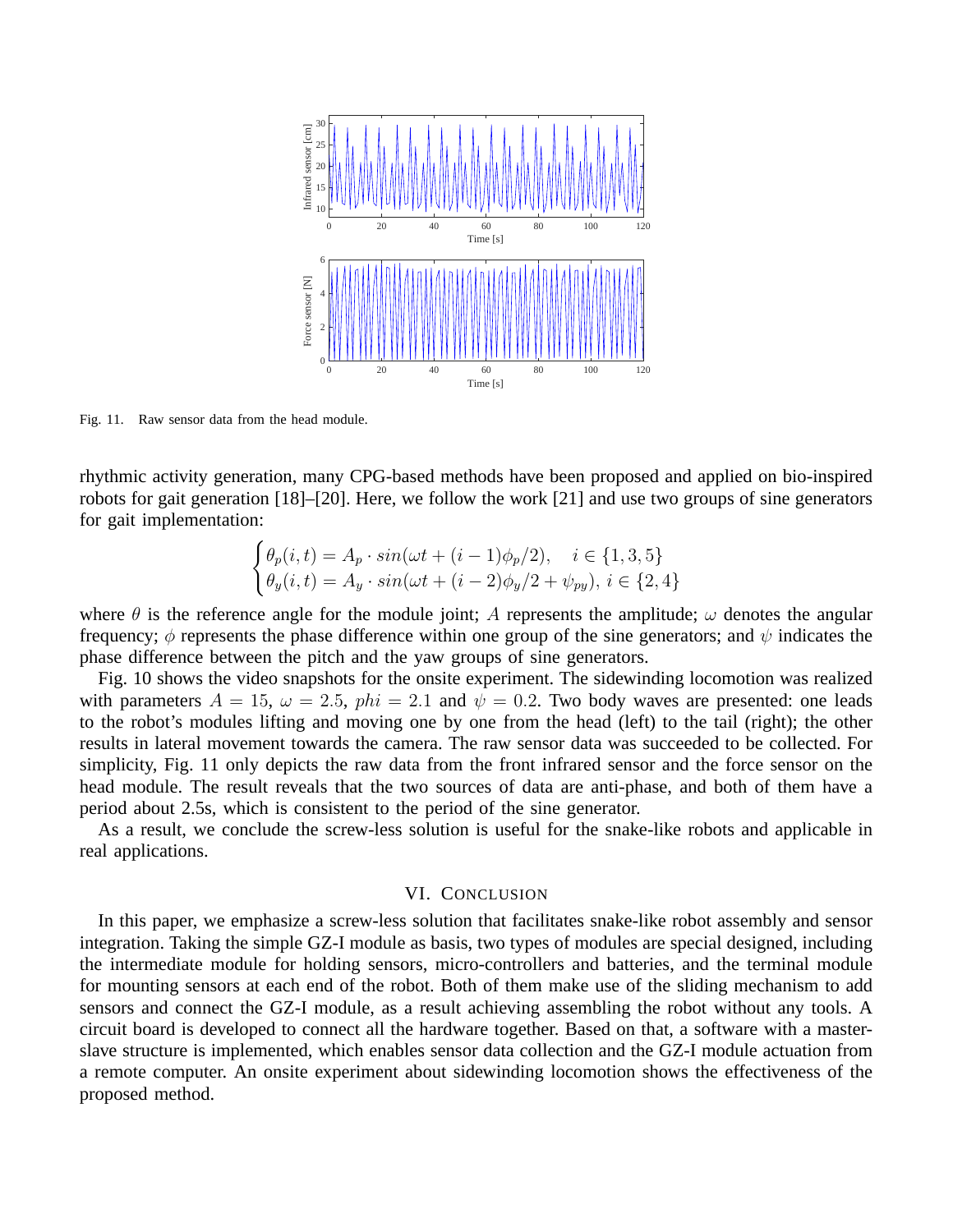Fig. 11. Raw sensor data from the head module.

rhythmic activity generation, many CPG-based methods have been proposed and applied on bio-inspired robots for gait generation [18]–[20]. Here, we follow the work [21] and use two groups of sine generators for gait implementation:

$$
\begin{cases}
\theta_p(i,t) = A_p \cdot sin(\omega t + (i-1)\phi_p/2), \quad i \in \{1,3,5\} \\
\theta_y(i,t) = A_y \cdot sin(\omega t + (i-2)\phi_y/2 + \psi_{py}), \; i \in \{2,4\}
\end{cases}
$$

where $\theta$ is the reference angle for the module joint; $A$ represents the amplitude; $\omega$ denotes the angular frequency; $\phi$ represents the phase difference within one group of the sine generators; and $\psi$ indicates the phase difference between the pitch and the yaw groups of sine generators.

Fig. 10 shows the video snapshots for the onsite experiment. The sidewinding locomotion was realized with parameters $A = 15$, $\omega = 2.5$, $phi = 2.1$ and $\psi = 0.2$. Two body waves are presented: one leads to the robot's modules lifting and moving one by one from the head (left) to the tail (right); the other results in lateral movement towards the camera. The raw sensor data was succeeded to be collected. For simplicity, Fig. 11 only depicts the raw data from the front infrared sensor and the force sensor on the head module. The result reveals that the two sources of data are anti-phase, and both of them have a period about 2.5s, which is consistent to the period of the sine generator.

As a result, we conclude the screw-less solution is useful for the snake-like robots and applicable in real applications.

## VI. Conclusion

In this paper, we emphasize a screw-less solution that facilitates snake-like robot assembly and sensor integration. Taking the simple GZ-I module as basis, two types of modules are special designed, including the intermediate module for holding sensors, micro-controllers and batteries, and the terminal module for mounting sensors at each end of the robot. Both of them make use of the sliding mechanism to add sensors and connect the GZ-I module, as a result achieving assembling the robot without any tools. A circuit board is developed to connect all the hardware together. Based on that, a software with a master-slave structure is implemented, which enables sensor data collection and the GZ-I module actuation from a remote computer. An onsite experiment about sidewinding locomotion shows the effectiveness of the proposed method.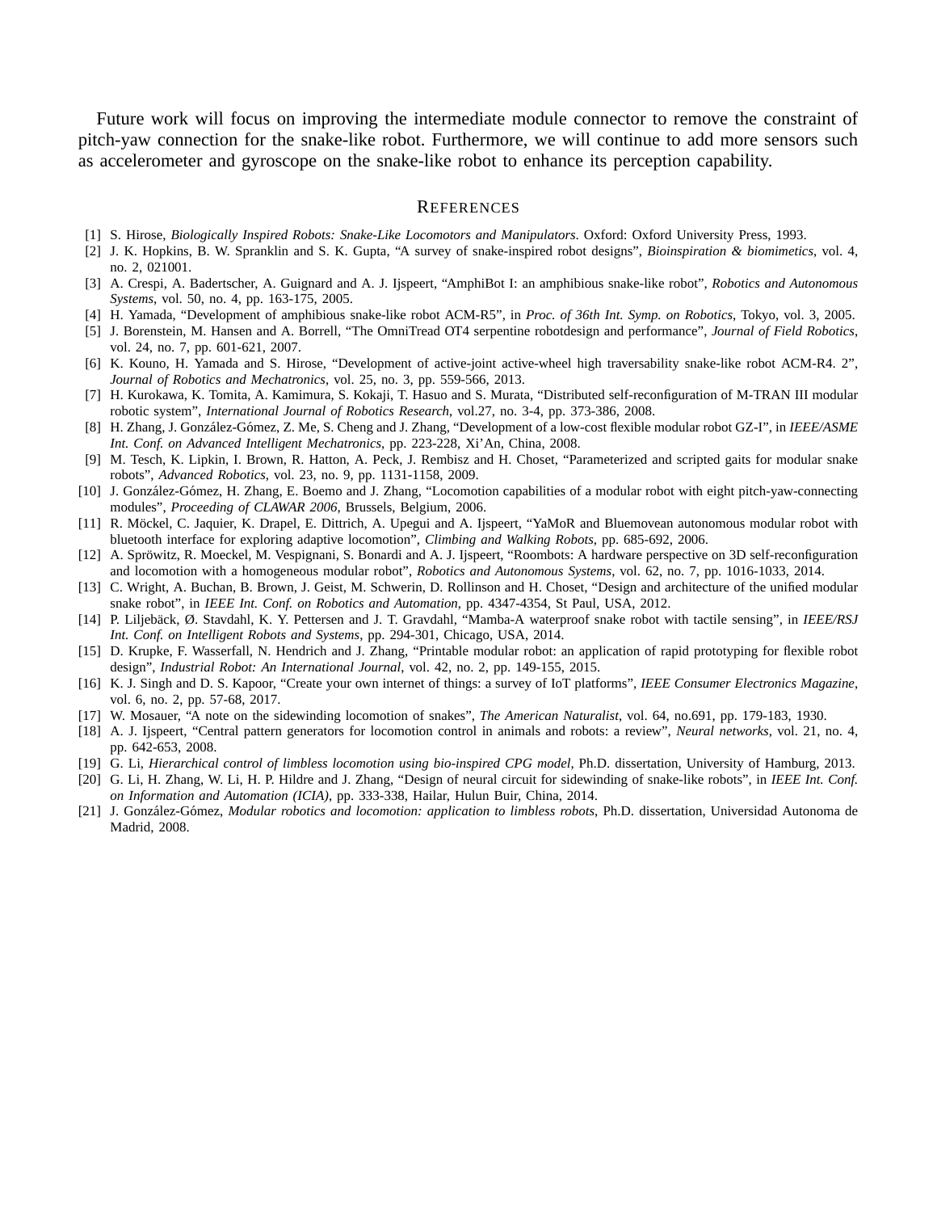Future work will focus on improving the intermediate module connector to remove the constraint of pitch-yaw connection for the snake-like robot. Furthermore, we will continue to add more sensors such as accelerometer and gyroscope on the snake-like robot to enhance its perception capability.

## REFERENCES

[1] S. Hirose, *Biologically Inspired Robots: Snake-Like Locomotors and Manipulators*. Oxford: Oxford University Press, 1993.

[2] J. K. Hopkins, B. W. Spranklin and S. K. Gupta, "A survey of snake-inspired robot designs", *Bioinspiration & biomimetics*, vol. 4, no. 2, 021001.

[3] A. Crespi, A. Badertscher, A. Guignard and A. J. Ijspeert, "AmphiBot I: an amphibious snake-like robot", *Robotics and Autonomous Systems*, vol. 50, no. 4, pp. 163-175, 2005.

[4] H. Yamada, "Development of amphibious snake-like robot ACM-R5", in *Proc. of 36th Int. Symp. on Robotics*, Tokyo, vol. 3, 2005.

[5] J. Borenstein, M. Hansen and A. Borrell, "The OmniTread OT4 serpentine robotdesign and performance", *Journal of Field Robotics*, vol. 24, no. 7, pp. 601-621, 2007.

[6] K. Kouno, H. Yamada and S. Hirose, "Development of active-joint active-wheel high traversability snake-like robot ACM-R4. 2", *Journal of Robotics and Mechatronics*, vol. 25, no. 3, pp. 559-566, 2013.

[7] H. Kurokawa, K. Tomita, A. Kamimura, S. Kokaji, T. Hasuo and S. Murata, "Distributed self-reconfiguration of M-TRAN III modular robotic system", *International Journal of Robotics Research*, vol.27, no. 3-4, pp. 373-386, 2008.

[8] H. Zhang, J. González-Gómez, Z. Me, S. Cheng and J. Zhang, "Development of a low-cost flexible modular robot GZ-I", in *IEEE/ASME Int. Conf. on Advanced Intelligent Mechatronics*, pp. 223-228, Xi'An, China, 2008.

[9] M. Tesch, K. Lipkin, I. Brown, R. Hatton, A. Peck, J. Rembisz and H. Choset, "Parameterized and scripted gaits for modular snake robots", *Advanced Robotics*, vol. 23, no. 9, pp. 1131-1158, 2009.

[10] J. González-Gómez, H. Zhang, E. Boemo and J. Zhang, "Locomotion capabilities of a modular robot with eight pitch-yaw-connecting modules", *Proceeding of CLAWAR 2006*, Brussels, Belgium, 2006.

[11] R. Möckel, C. Jaquier, K. Drapel, E. Dittrich, A. Upegui and A. Ijspeert, "YaMoR and Bluemovean autonomous modular robot with bluetooth interface for exploring adaptive locomotion", *Climbing and Walking Robots*, pp. 685-692, 2006.

[12] A. Spröwitz, R. Moeckel, M. Vespignani, S. Bonardi and A. J. Ijspeert, "Roombots: A hardware perspective on 3D self-reconfiguration and locomotion with a homogeneous modular robot", *Robotics and Autonomous Systems*, vol. 62, no. 7, pp. 1016-1033, 2014.

[13] C. Wright, A. Buchan, B. Brown, J. Geist, M. Schwerin, D. Rollinson and H. Choset, "Design and architecture of the unified modular snake robot", in *IEEE Int. Conf. on Robotics and Automation*, pp. 4347-4354, St Paul, USA, 2012.

[14] P. Liljebäck, Ø. Stavdahl, K. Y. Pettersen and J. T. Gravdahl, "Mamba-A waterproof snake robot with tactile sensing", in *IEEE/RSJ Int. Conf. on Intelligent Robots and Systems*, pp. 294-301, Chicago, USA, 2014.

[15] D. Krupke, F. Wasserfall, N. Hendrich and J. Zhang, "Printable modular robot: an application of rapid prototyping for flexible robot design", *Industrial Robot: An International Journal*, vol. 42, no. 2, pp. 149-155, 2015.

[16] K. J. Singh and D. S. Kapoor, "Create your own internet of things: a survey of IoT platforms", *IEEE Consumer Electronics Magazine*, vol. 6, no. 2, pp. 57-68, 2017.

[17] W. Mosauer, "A note on the sidewinding locomotion of snakes", *The American Naturalist*, vol. 64, no.691, pp. 179-183, 1930.

[18] A. J. Ijspeert, "Central pattern generators for locomotion control in animals and robots: a review", *Neural networks*, vol. 21, no. 4, pp. 642-653, 2008.

[19] G. Li, *Hierarchical control of limbless locomotion using bio-inspired CPG model*, Ph.D. dissertation, University of Hamburg, 2013.

[20] G. Li, H. Zhang, W. Li, H. P. Hildre and J. Zhang, "Design of neural circuit for sidewinding of snake-like robots", in *IEEE Int. Conf. on Information and Automation (ICIA)*, pp. 333-338, Hailar, Hulun Buir, China, 2014.

[21] J. González-Gómez, *Modular robotics and locomotion: application to limbless robots*, Ph.D. dissertation, Universidad Autonoma de Madrid, 2008.